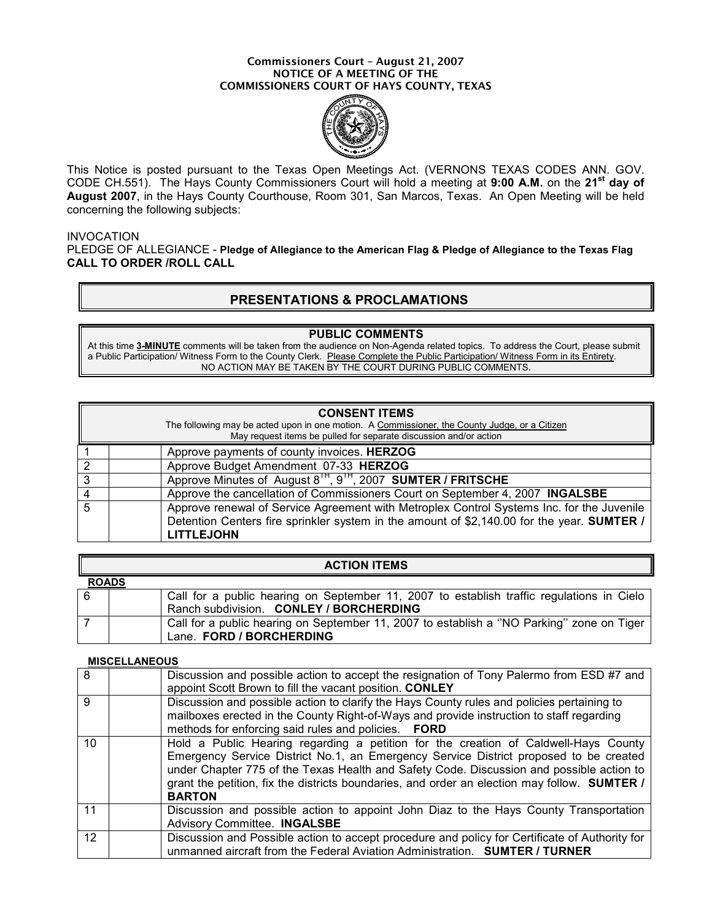# Commissioners Court – August 21, 2007
## NOTICE OF A MEETING OF THE COMMISSIONERS COURT OF HAYS COUNTY, TEXAS

This Notice is posted pursuant to the Texas Open Meetings Act. (VERNONS TEXAS CODES ANN. GOV. CODE CH.551). The Hays County Commissioners Court will hold a meeting at **9:00 A.M.** on the **21st day of August 2007**, in the Hays County Courthouse, Room 301, San Marcos, Texas. An Open Meeting will be held concerning the following subjects:

INVOCATION

PLEDGE OF ALLEGIANCE - **Pledge of Allegiance to the American Flag & Pledge of Allegiance to the Texas Flag**

**CALL TO ORDER /ROLL CALL**

## PRESENTATIONS & PROCLAMATIONS

### PUBLIC COMMENTS

At this time **3-MINUTE** comments will be taken from the audience on Non-Agenda related topics. To address the Court, please submit a Public Participation/ Witness Form to the County Clerk. Please Complete the Public Participation/ Witness Form in its Entirety. NO ACTION MAY BE TAKEN BY THE COURT DURING PUBLIC COMMENTS.

### CONSENT ITEMS

The following may be acted upon in one motion. A Commissioner, the County Judge, or a Citizen May request items be pulled for separate discussion and/or action

| | | |
|---|---|---|
| 1 | | Approve payments of county invoices. **HERZOG** |
| 2 | | Approve Budget Amendment 07-33 **HERZOG** |
| 3 | | Approve Minutes of August 8TH, 9TH, 2007 **SUMTER / FRITSCHE** |
| 4 | | Approve the cancellation of Commissioners Court on September 4, 2007 **INGALSBE** |
| 5 | | Approve renewal of Service Agreement with Metroplex Control Systems Inc. for the Juvenile Detention Centers fire sprinkler system in the amount of $2,140.00 for the year. **SUMTER / LITTLEJOHN** |

### ACTION ITEMS

**ROADS**

| | | |
|---|---|---|
| 6 | | Call for a public hearing on September 11, 2007 to establish traffic regulations in Cielo Ranch subdivision. **CONLEY / BORCHERDING** |
| 7 | | Call for a public hearing on September 11, 2007 to establish a ''NO Parking'' zone on Tiger Lane. **FORD / BORCHERDING** |

**MISCELLANEOUS**

| | | |
|---|---|---|
| 8 | | Discussion and possible action to accept the resignation of Tony Palermo from ESD #7 and appoint Scott Brown to fill the vacant position. **CONLEY** |
| 9 | | Discussion and possible action to clarify the Hays County rules and policies pertaining to mailboxes erected in the County Right-of-Ways and provide instruction to staff regarding methods for enforcing said rules and policies. **FORD** |
| 10 | | Hold a Public Hearing regarding a petition for the creation of Caldwell-Hays County Emergency Service District No.1, an Emergency Service District proposed to be created under Chapter 775 of the Texas Health and Safety Code. Discussion and possible action to grant the petition, fix the districts boundaries, and order an election may follow. **SUMTER / BARTON** |
| 11 | | Discussion and possible action to appoint John Diaz to the Hays County Transportation Advisory Committee. **INGALSBE** |
| 12 | | Discussion and Possible action to accept procedure and policy for Certificate of Authority for unmanned aircraft from the Federal Aviation Administration. **SUMTER / TURNER** |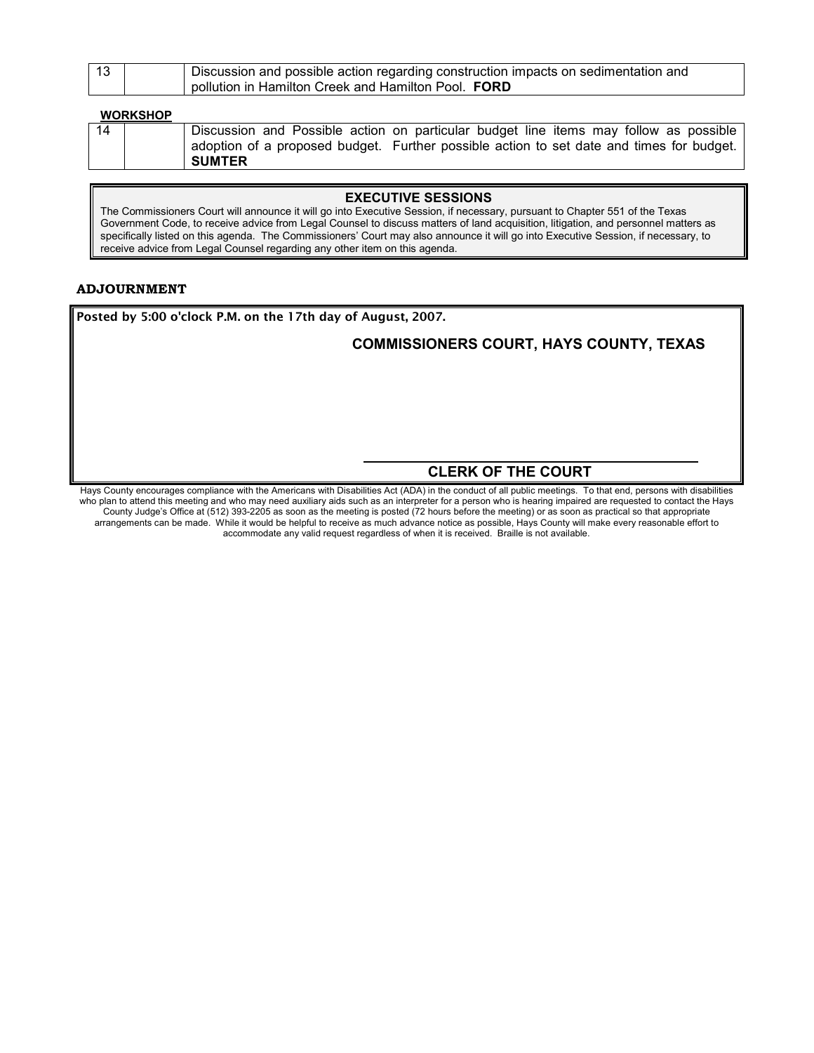| | | |
|---|---|---|
| 13 | | Discussion and possible action regarding construction impacts on sedimentation and pollution in Hamilton Creek and Hamilton Pool. **FORD** |

**WORKSHOP**

| | | |
|---|---|---|
| 14 | | Discussion and Possible action on particular budget line items may follow as possible adoption of a proposed budget. Further possible action to set date and times for budget. **SUMTER** |

## EXECUTIVE SESSIONS

The Commissioners Court will announce it will go into Executive Session, if necessary, pursuant to Chapter 551 of the Texas Government Code, to receive advice from Legal Counsel to discuss matters of land acquisition, litigation, and personnel matters as specifically listed on this agenda. The Commissioners' Court may also announce it will go into Executive Session, if necessary, to receive advice from Legal Counsel regarding any other item on this agenda.

## ADJOURNMENT

**Posted by 5:00 o'clock P.M. on the 17th day of August, 2007.**

**COMMISSIONERS COURT, HAYS COUNTY, TEXAS**

**CLERK OF THE COURT**

Hays County encourages compliance with the Americans with Disabilities Act (ADA) in the conduct of all public meetings. To that end, persons with disabilities who plan to attend this meeting and who may need auxiliary aids such as an interpreter for a person who is hearing impaired are requested to contact the Hays County Judge's Office at (512) 393-2205 as soon as the meeting is posted (72 hours before the meeting) or as soon as practical so that appropriate arrangements can be made. While it would be helpful to receive as much advance notice as possible, Hays County will make every reasonable effort to accommodate any valid request regardless of when it is received. Braille is not available.